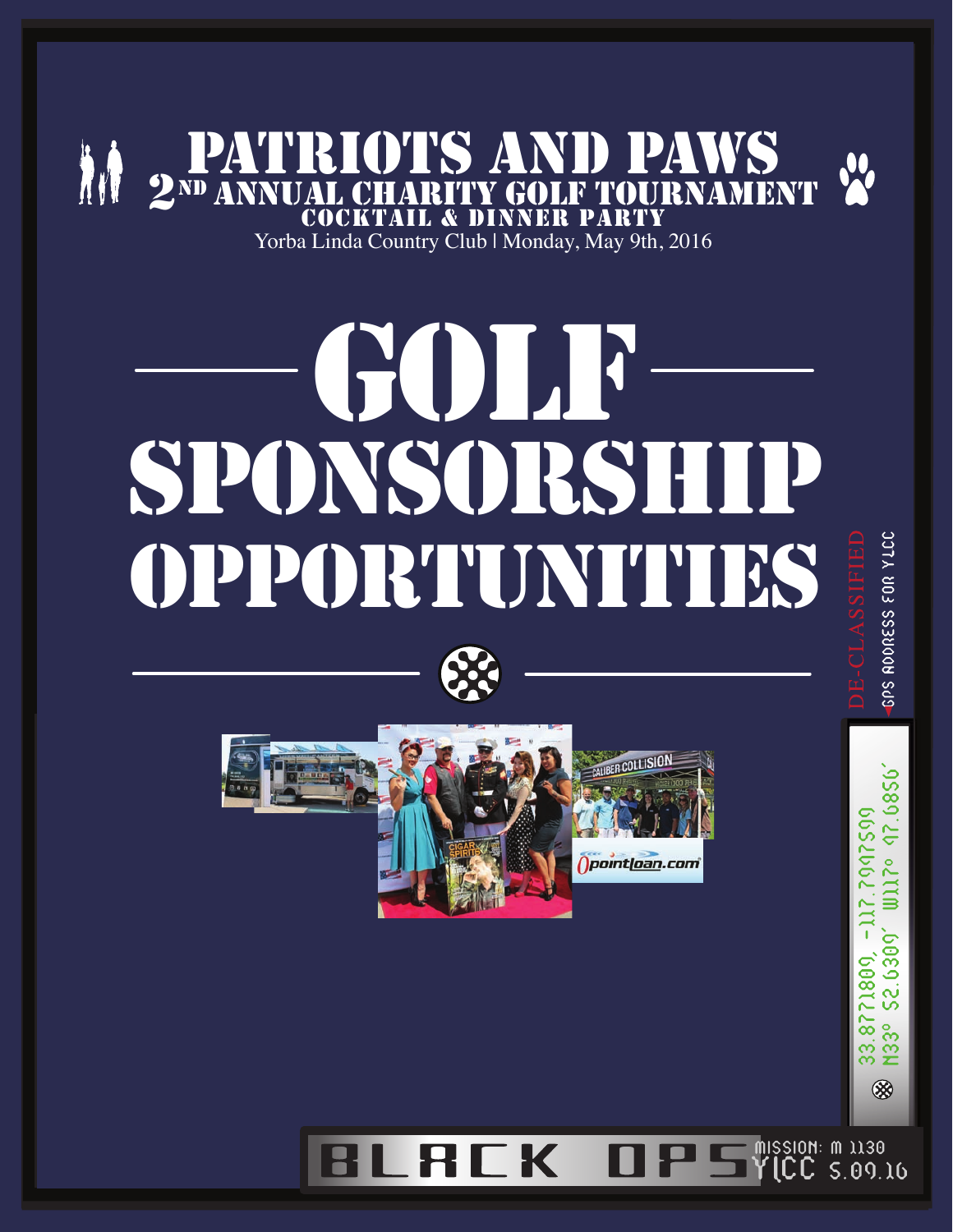# PATRIOTS AND PAWS

## 2ND ANNUAL CHARITY GOLF TOURNAMENT

### COCKTAIL & DINNER PARTY

Yorba Linda Country Club | Monday, May 9th, 2016

# GOLF SPONSORSHIP OPPORTUNITIES

DE-CLASSIFIED

GPS ADDRESS FOR YLCC

33.8771809, -117.7997599
N33° 52.6309' W117° 47.6856'

BLACK OPS

MISSION: M 1130
YLCC 5.09.16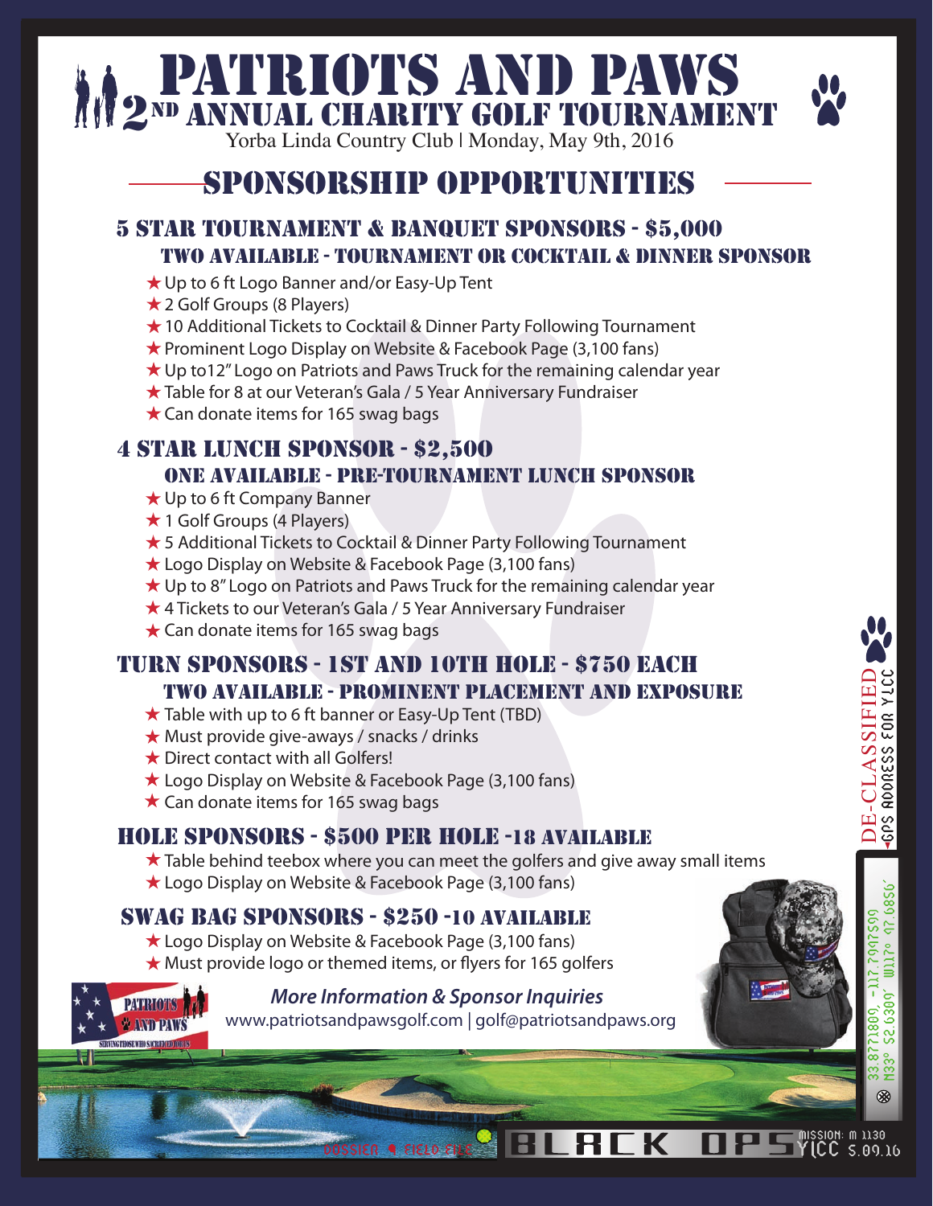# PATRIOTS AND PAWS

## 2ND ANNUAL CHARITY GOLF TOURNAMENT

Yorba Linda Country Club | Monday, May 9th, 2016

## SPONSORSHIP OPPORTUNITIES

### 5 STAR TOURNAMENT & BANQUET SPONSORS - $5,000

#### TWO AVAILABLE - TOURNAMENT OR COCKTAIL & DINNER SPONSOR

- ★ Up to 6 ft Logo Banner and/or Easy-Up Tent
- ★ 2 Golf Groups (8 Players)
- ★ 10 Additional Tickets to Cocktail & Dinner Party Following Tournament
- ★ Prominent Logo Display on Website & Facebook Page (3,100 fans)
- ★ Up to12" Logo on Patriots and Paws Truck for the remaining calendar year
- ★ Table for 8 at our Veteran's Gala / 5 Year Anniversary Fundraiser
- ★ Can donate items for 165 swag bags

### 4 STAR LUNCH SPONSOR - $2,500

#### ONE AVAILABLE - PRE-TOURNAMENT LUNCH SPONSOR

- ★ Up to 6 ft Company Banner
- ★ 1 Golf Groups (4 Players)
- ★ 5 Additional Tickets to Cocktail & Dinner Party Following Tournament
- ★ Logo Display on Website & Facebook Page (3,100 fans)
- ★ Up to 8" Logo on Patriots and Paws Truck for the remaining calendar year
- ★ 4 Tickets to our Veteran's Gala / 5 Year Anniversary Fundraiser
- ★ Can donate items for 165 swag bags

### TURN SPONSORS - 1ST AND 10TH HOLE - $750 EACH

#### TWO AVAILABLE - PROMINENT PLACEMENT AND EXPOSURE

- ★ Table with up to 6 ft banner or Easy-Up Tent (TBD)
- ★ Must provide give-aways / snacks / drinks
- ★ Direct contact with all Golfers!
- ★ Logo Display on Website & Facebook Page (3,100 fans)
- ★ Can donate items for 165 swag bags

### HOLE SPONSORS - $500 PER HOLE -18 AVAILABLE

- ★ Table behind teebox where you can meet the golfers and give away small items
- ★ Logo Display on Website & Facebook Page (3,100 fans)

### SWAG BAG SPONSORS - $250 -10 AVAILABLE

- ★ Logo Display on Website & Facebook Page (3,100 fans)
- ★ Must provide logo or themed items, or flyers for 165 golfers

***More Information & Sponsor Inquiries***

www.patriotsandpawsgolf.com | golf@patriotsandpaws.org

DE-CLASSIFIED ◂GPS ADDRESS FOR YLCC

33.8771809, -117.7947599
N33° 52.6309' W117° 47.6856'

DOSSIER ● FIELD FILE BLACK OPS MISSION: M 1130 YLCC 5.09.16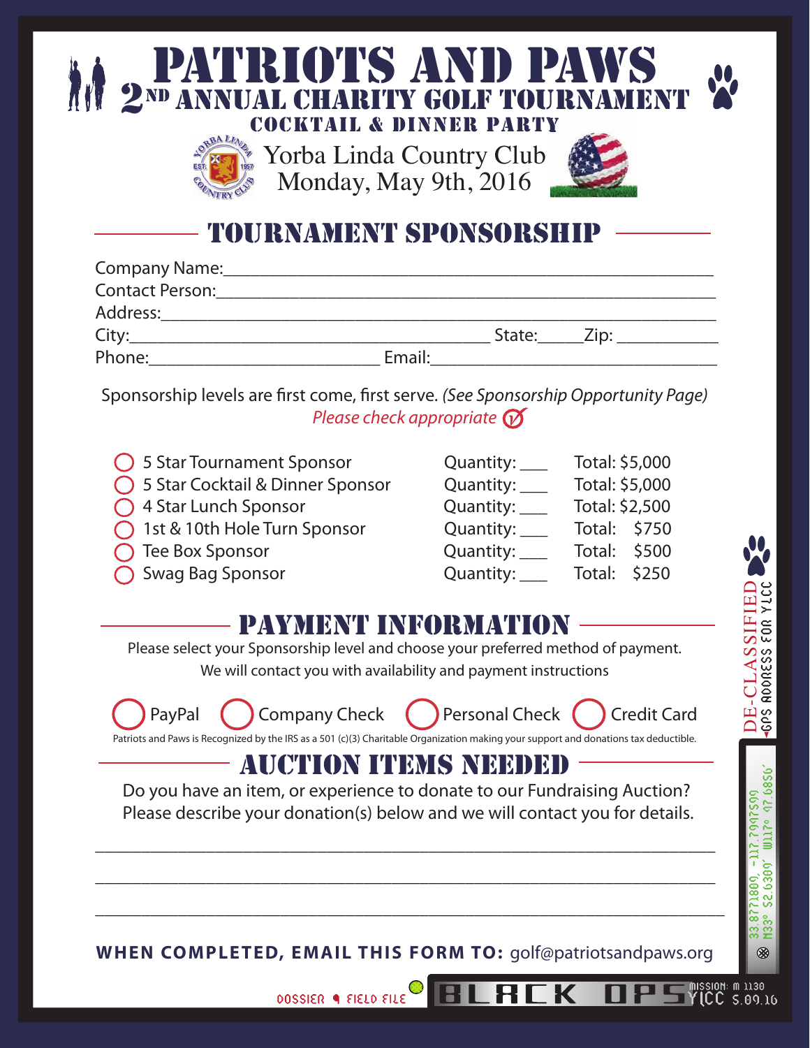# PATRIOTS AND PAWS

## 2ND ANNUAL CHARITY GOLF TOURNAMENT

### COCKTAIL & DINNER PARTY

Yorba Linda Country Club
Monday, May 9th, 2016

## TOURNAMENT SPONSORSHIP

Company Name:\_\_\_\_\_\_\_\_\_\_\_\_\_\_\_\_\_\_\_\_\_\_\_\_\_\_\_\_\_\_\_\_\_\_\_\_\_\_\_\_\_\_\_\_

Contact Person:\_\_\_\_\_\_\_\_\_\_\_\_\_\_\_\_\_\_\_\_\_\_\_\_\_\_\_\_\_\_\_\_\_\_\_\_\_\_\_\_\_\_\_\_

Address:\_\_\_\_\_\_\_\_\_\_\_\_\_\_\_\_\_\_\_\_\_\_\_\_\_\_\_\_\_\_\_\_\_\_\_\_\_\_\_\_\_\_\_\_\_\_\_\_

City:\_\_\_\_\_\_\_\_\_\_\_\_\_\_\_\_\_\_\_\_\_\_\_\_\_\_\_\_\_\_ State:\_\_\_\_\_Zip: \_\_\_\_\_\_\_\_\_\_\_

Phone:\_\_\_\_\_\_\_\_\_\_\_\_\_\_\_\_\_\_\_\_\_\_\_ Email:\_\_\_\_\_\_\_\_\_\_\_\_\_\_\_\_\_\_\_\_\_\_\_\_\_\_

Sponsorship levels are first come, first serve. *(See Sponsorship Opportunity Page)*

*Please check appropriate*

| | | |
|---|---|---|
| ◯ 5 Star Tournament Sponsor | Quantity: \_\_\_ | Total: $5,000 |
| ◯ 5 Star Cocktail & Dinner Sponsor | Quantity: \_\_\_ | Total: $5,000 |
| ◯ 4 Star Lunch Sponsor | Quantity: \_\_\_ | Total: $2,500 |
| ◯ 1st & 10th Hole Turn Sponsor | Quantity: \_\_\_ | Total: $750 |
| ◯ Tee Box Sponsor | Quantity: \_\_\_ | Total: $500 |
| ◯ Swag Bag Sponsor | Quantity: \_\_\_ | Total: $250 |

## PAYMENT INFORMATION

Please select your Sponsorship level and choose your preferred method of payment.
We will contact you with availability and payment instructions

◯ PayPal ◯ Company Check ◯ Personal Check ◯ Credit Card

Patriots and Paws is Recognized by the IRS as a 501 (c)(3) Charitable Organization making your support and donations tax deductible.

## AUCTION ITEMS NEEDED

Do you have an item, or experience to donate to our Fundraising Auction?
Please describe your donation(s) below and we will contact you for details.

\_\_\_\_\_\_\_\_\_\_\_\_\_\_\_\_\_\_\_\_\_\_\_\_\_\_\_\_\_\_\_\_\_\_\_\_\_\_\_\_\_\_\_\_\_\_\_\_\_\_\_\_\_\_\_\_

\_\_\_\_\_\_\_\_\_\_\_\_\_\_\_\_\_\_\_\_\_\_\_\_\_\_\_\_\_\_\_\_\_\_\_\_\_\_\_\_\_\_\_\_\_\_\_\_\_\_\_\_\_\_\_\_

\_\_\_\_\_\_\_\_\_\_\_\_\_\_\_\_\_\_\_\_\_\_\_\_\_\_\_\_\_\_\_\_\_\_\_\_\_\_\_\_\_\_\_\_\_\_\_\_\_\_\_\_\_\_\_\_

**WHEN COMPLETED, EMAIL THIS FORM TO:** golf@patriotsandpaws.org

DE-CLASSIFIED
GPS ADDRESS FOR YLCC
33.8771809, -117.7947599
N33° 52.6309' W117° 47.6856'

DOSSIER FIELD FILE

BLACK OPS MISSION: M 1130 YLCC 5.09.16